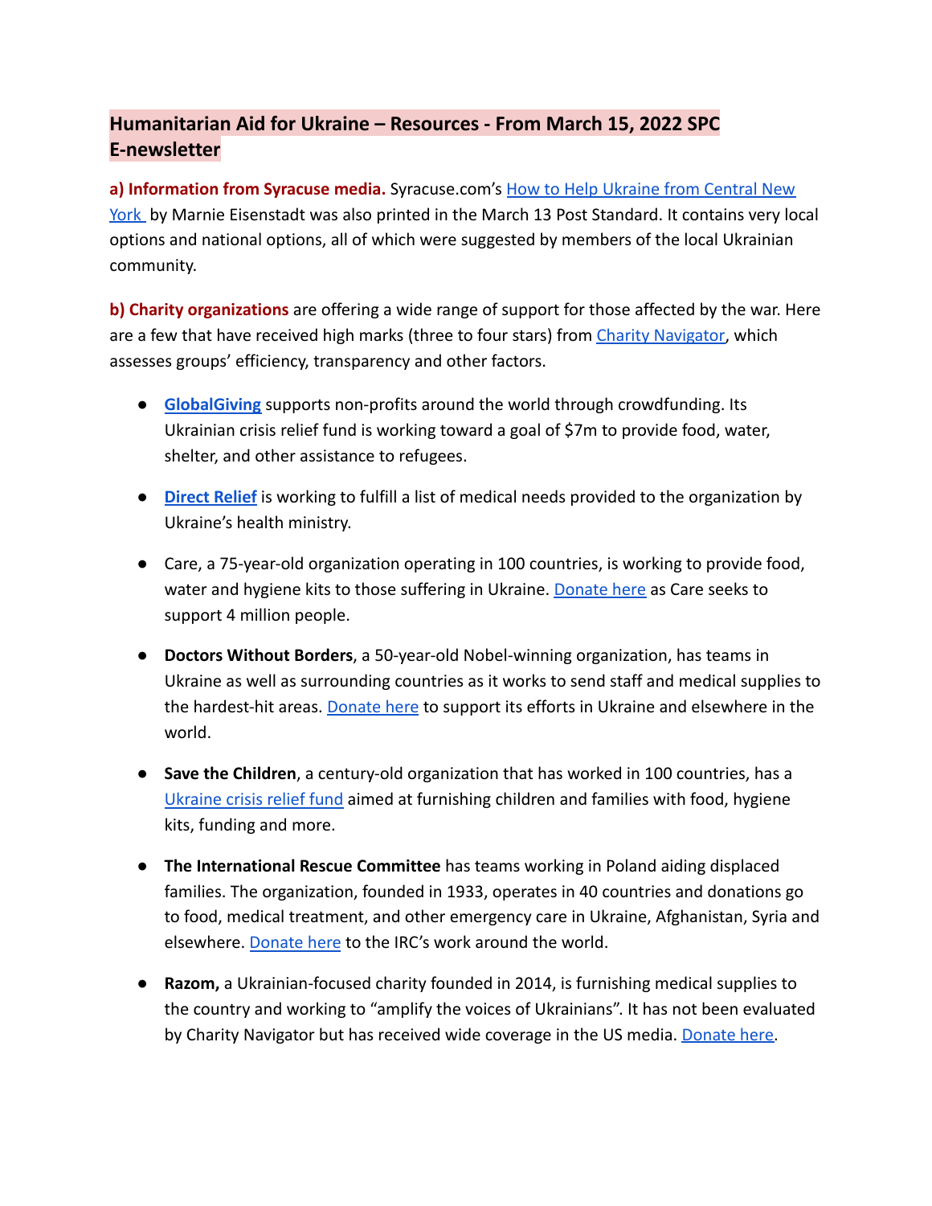## Humanitarian Aid for Ukraine – Resources - From March 15, 2022 SPC E-newsletter

**a) Information from Syracuse media.** Syracuse.com's How to Help Ukraine from Central New York by Marnie Eisenstadt was also printed in the March 13 Post Standard. It contains very local options and national options, all of which were suggested by members of the local Ukrainian community.

**b) Charity organizations** are offering a wide range of support for those affected by the war. Here are a few that have received high marks (three to four stars) from Charity Navigator, which assesses groups' efficiency, transparency and other factors.

- **GlobalGiving** supports non-profits around the world through crowdfunding. Its Ukrainian crisis relief fund is working toward a goal of $7m to provide food, water, shelter, and other assistance to refugees.

- **Direct Relief** is working to fulfill a list of medical needs provided to the organization by Ukraine's health ministry.

- Care, a 75-year-old organization operating in 100 countries, is working to provide food, water and hygiene kits to those suffering in Ukraine. Donate here as Care seeks to support 4 million people.

- **Doctors Without Borders**, a 50-year-old Nobel-winning organization, has teams in Ukraine as well as surrounding countries as it works to send staff and medical supplies to the hardest-hit areas. Donate here to support its efforts in Ukraine and elsewhere in the world.

- **Save the Children**, a century-old organization that has worked in 100 countries, has a Ukraine crisis relief fund aimed at furnishing children and families with food, hygiene kits, funding and more.

- **The International Rescue Committee** has teams working in Poland aiding displaced families. The organization, founded in 1933, operates in 40 countries and donations go to food, medical treatment, and other emergency care in Ukraine, Afghanistan, Syria and elsewhere. Donate here to the IRC's work around the world.

- **Razom,** a Ukrainian-focused charity founded in 2014, is furnishing medical supplies to the country and working to "amplify the voices of Ukrainians". It has not been evaluated by Charity Navigator but has received wide coverage in the US media. Donate here.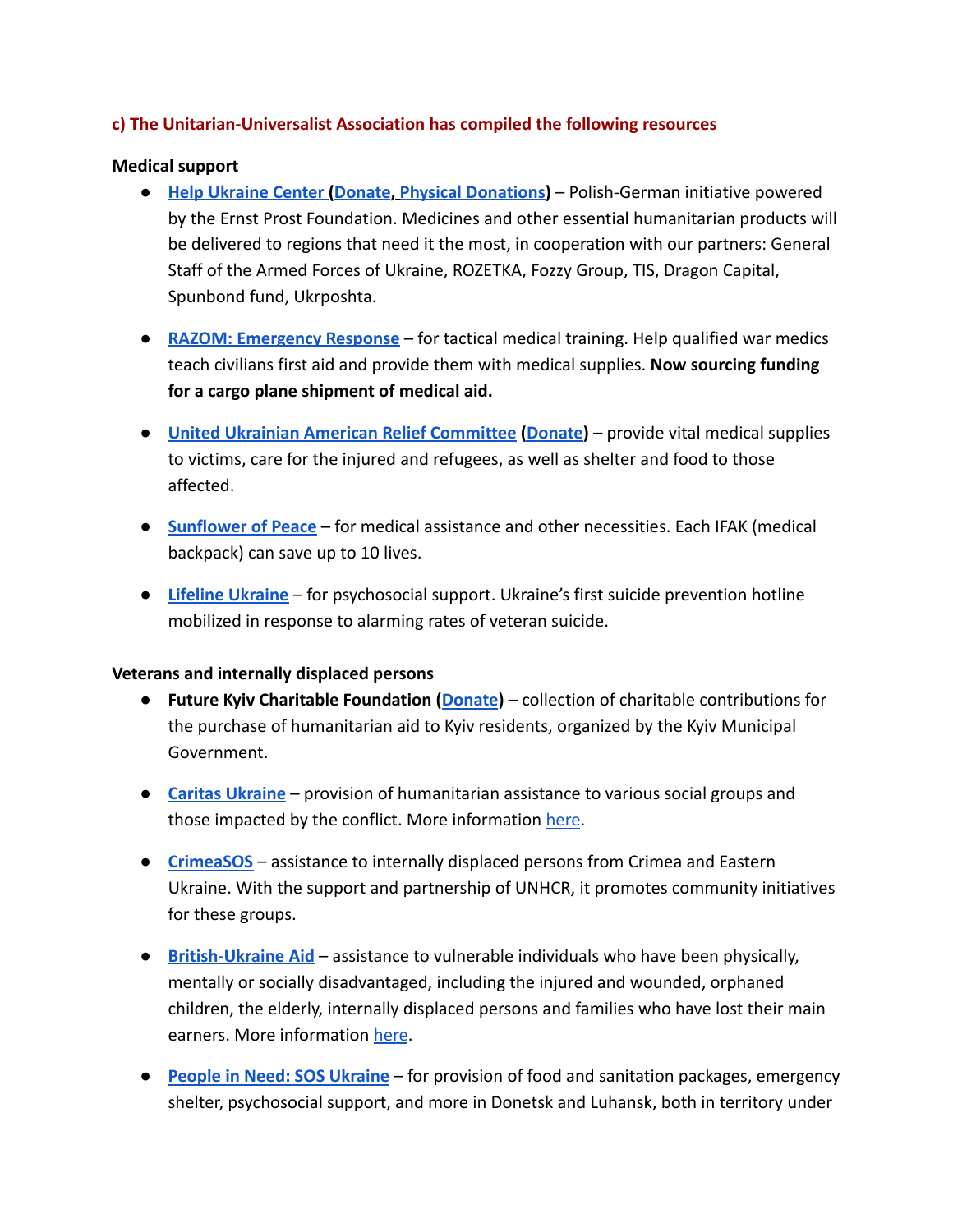**c) The Unitarian-Universalist Association has compiled the following resources**

**Medical support**

- **Help Ukraine Center (Donate, Physical Donations)** – Polish-German initiative powered by the Ernst Prost Foundation. Medicines and other essential humanitarian products will be delivered to regions that need it the most, in cooperation with our partners: General Staff of the Armed Forces of Ukraine, ROZETKA, Fozzy Group, TIS, Dragon Capital, Spunbond fund, Ukrposhta.

- **RAZOM: Emergency Response** – for tactical medical training. Help qualified war medics teach civilians first aid and provide them with medical supplies. **Now sourcing funding for a cargo plane shipment of medical aid.**

- **United Ukrainian American Relief Committee (Donate)** – provide vital medical supplies to victims, care for the injured and refugees, as well as shelter and food to those affected.

- **Sunflower of Peace** – for medical assistance and other necessities. Each IFAK (medical backpack) can save up to 10 lives.

- **Lifeline Ukraine** – for psychosocial support. Ukraine's first suicide prevention hotline mobilized in response to alarming rates of veteran suicide.

**Veterans and internally displaced persons**

- **Future Kyiv Charitable Foundation (Donate)** – collection of charitable contributions for the purchase of humanitarian aid to Kyiv residents, organized by the Kyiv Municipal Government.

- **Caritas Ukraine** – provision of humanitarian assistance to various social groups and those impacted by the conflict. More information here.

- **CrimeaSOS** – assistance to internally displaced persons from Crimea and Eastern Ukraine. With the support and partnership of UNHCR, it promotes community initiatives for these groups.

- **British-Ukraine Aid** – assistance to vulnerable individuals who have been physically, mentally or socially disadvantaged, including the injured and wounded, orphaned children, the elderly, internally displaced persons and families who have lost their main earners. More information here.

- **People in Need: SOS Ukraine** – for provision of food and sanitation packages, emergency shelter, psychosocial support, and more in Donetsk and Luhansk, both in territory under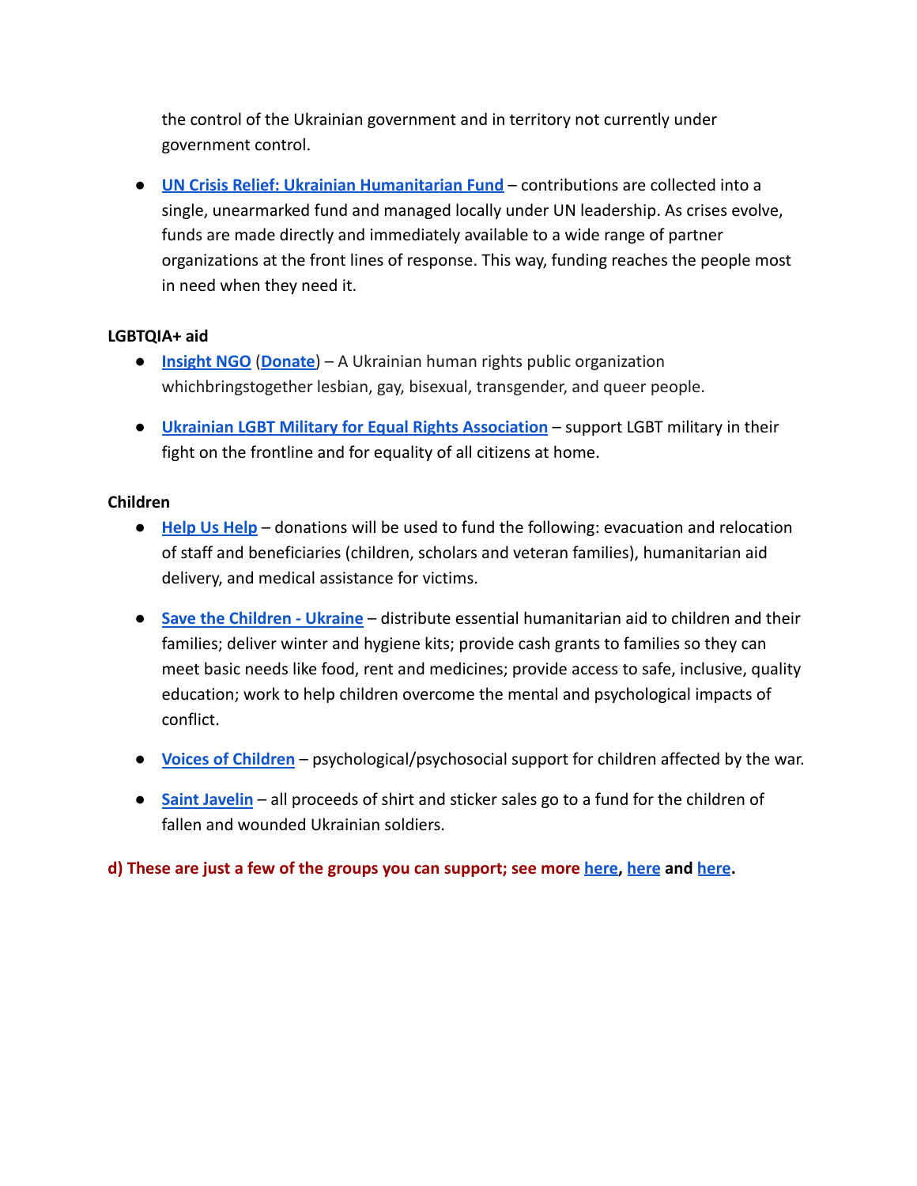the control of the Ukrainian government and in territory not currently under government control.

- **UN Crisis Relief: Ukrainian Humanitarian Fund** – contributions are collected into a single, unearmarked fund and managed locally under UN leadership. As crises evolve, funds are made directly and immediately available to a wide range of partner organizations at the front lines of response. This way, funding reaches the people most in need when they need it.

**LGBTQIA+ aid**

- **Insight NGO** (**Donate**) – A Ukrainian human rights public organization whichbringstogether lesbian, gay, bisexual, transgender, and queer people.

- **Ukrainian LGBT Military for Equal Rights Association** – support LGBT military in their fight on the frontline and for equality of all citizens at home.

**Children**

- **Help Us Help** – donations will be used to fund the following: evacuation and relocation of staff and beneficiaries (children, scholars and veteran families), humanitarian aid delivery, and medical assistance for victims.

- **Save the Children - Ukraine** – distribute essential humanitarian aid to children and their families; deliver winter and hygiene kits; provide cash grants to families so they can meet basic needs like food, rent and medicines; provide access to safe, inclusive, quality education; work to help children overcome the mental and psychological impacts of conflict.

- **Voices of Children** – psychological/psychosocial support for children affected by the war.

- **Saint Javelin** – all proceeds of shirt and sticker sales go to a fund for the children of fallen and wounded Ukrainian soldiers.

**d) These are just a few of the groups you can support; see more here, here and here.**